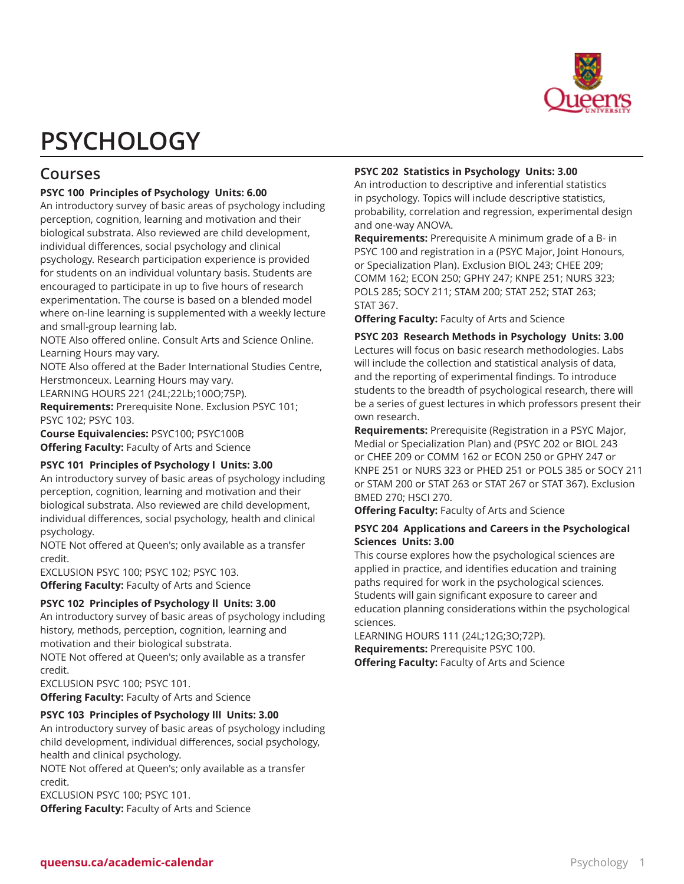# PSYCHOLOGY

## Courses

**PSYC 100 Principles of Psychology Units: 6.00**

An introductory survey of basic areas of psychology including perception, cognition, learning and motivation and their biological substrata. Also reviewed are child development, individual differences, social psychology and clinical psychology. Research participation experience is provided for students on an individual voluntary basis. Students are encouraged to participate in up to five hours of research experimentation. The course is based on a blended model where on-line learning is supplemented with a weekly lecture and small-group learning lab.

NOTE Also offered online. Consult Arts and Science Online. Learning Hours may vary.

NOTE Also offered at the Bader International Studies Centre, Herstmonceux. Learning Hours may vary.

LEARNING HOURS 221 (24L;22Lb;100O;75P).

**Requirements:** Prerequisite None. Exclusion PSYC 101; PSYC 102; PSYC 103.

**Course Equivalencies:** PSYC100; PSYC100B

**Offering Faculty:** Faculty of Arts and Science

**PSYC 101 Principles of Psychology I Units: 3.00**

An introductory survey of basic areas of psychology including perception, cognition, learning and motivation and their biological substrata. Also reviewed are child development, individual differences, social psychology, health and clinical psychology.

NOTE Not offered at Queen's; only available as a transfer credit.

EXCLUSION PSYC 100; PSYC 102; PSYC 103.

**Offering Faculty:** Faculty of Arts and Science

**PSYC 102 Principles of Psychology II Units: 3.00**

An introductory survey of basic areas of psychology including history, methods, perception, cognition, learning and motivation and their biological substrata.

NOTE Not offered at Queen's; only available as a transfer credit.

EXCLUSION PSYC 100; PSYC 101.

**Offering Faculty:** Faculty of Arts and Science

**PSYC 103 Principles of Psychology III Units: 3.00**

An introductory survey of basic areas of psychology including child development, individual differences, social psychology, health and clinical psychology.

NOTE Not offered at Queen's; only available as a transfer credit.

EXCLUSION PSYC 100; PSYC 101.

**Offering Faculty:** Faculty of Arts and Science

**PSYC 202 Statistics in Psychology Units: 3.00**

An introduction to descriptive and inferential statistics in psychology. Topics will include descriptive statistics, probability, correlation and regression, experimental design and one-way ANOVA.

**Requirements:** Prerequisite A minimum grade of a B- in PSYC 100 and registration in a (PSYC Major, Joint Honours, or Specialization Plan). Exclusion BIOL 243; CHEE 209; COMM 162; ECON 250; GPHY 247; KNPE 251; NURS 323; POLS 285; SOCY 211; STAM 200; STAT 252; STAT 263; STAT 367.

**Offering Faculty:** Faculty of Arts and Science

**PSYC 203 Research Methods in Psychology Units: 3.00**

Lectures will focus on basic research methodologies. Labs will include the collection and statistical analysis of data, and the reporting of experimental findings. To introduce students to the breadth of psychological research, there will be a series of guest lectures in which professors present their own research.

**Requirements:** Prerequisite (Registration in a PSYC Major, Medial or Specialization Plan) and (PSYC 202 or BIOL 243 or CHEE 209 or COMM 162 or ECON 250 or GPHY 247 or KNPE 251 or NURS 323 or PHED 251 or POLS 385 or SOCY 211 or STAM 200 or STAT 263 or STAT 267 or STAT 367). Exclusion BMED 270; HSCI 270.

**Offering Faculty:** Faculty of Arts and Science

**PSYC 204 Applications and Careers in the Psychological Sciences Units: 3.00**

This course explores how the psychological sciences are applied in practice, and identifies education and training paths required for work in the psychological sciences. Students will gain significant exposure to career and education planning considerations within the psychological sciences.

LEARNING HOURS 111 (24L;12G;3O;72P).

**Requirements:** Prerequisite PSYC 100.

**Offering Faculty:** Faculty of Arts and Science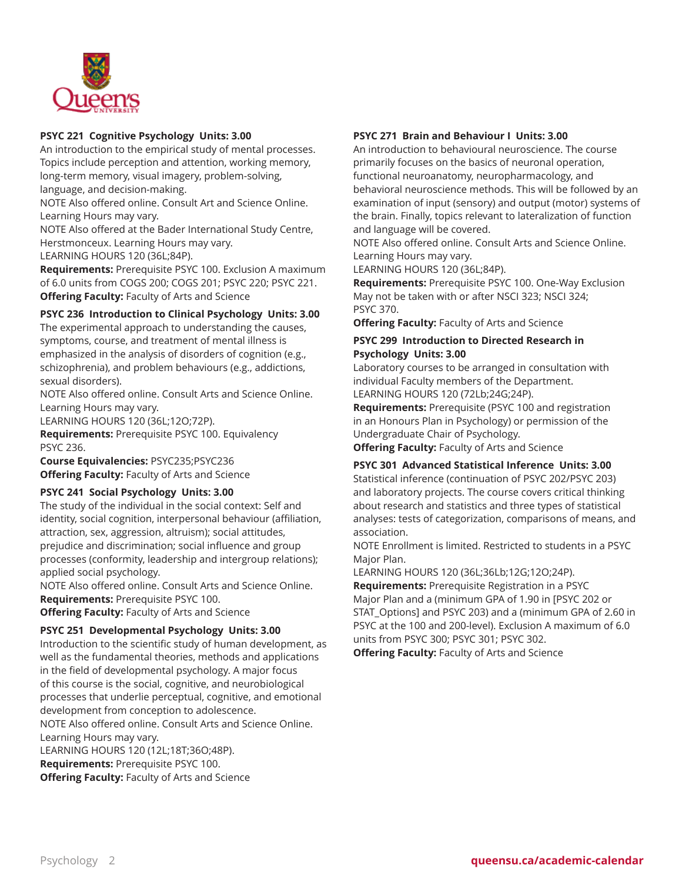**PSYC 221 Cognitive Psychology Units: 3.00**
An introduction to the empirical study of mental processes. Topics include perception and attention, working memory, long-term memory, visual imagery, problem-solving, language, and decision-making.
NOTE Also offered online. Consult Art and Science Online. Learning Hours may vary.
NOTE Also offered at the Bader International Study Centre, Herstmonceux. Learning Hours may vary.
LEARNING HOURS 120 (36L;84P).
**Requirements:** Prerequisite PSYC 100. Exclusion A maximum of 6.0 units from COGS 200; COGS 201; PSYC 220; PSYC 221.
**Offering Faculty:** Faculty of Arts and Science

**PSYC 236 Introduction to Clinical Psychology Units: 3.00**
The experimental approach to understanding the causes, symptoms, course, and treatment of mental illness is emphasized in the analysis of disorders of cognition (e.g., schizophrenia), and problem behaviours (e.g., addictions, sexual disorders).
NOTE Also offered online. Consult Arts and Science Online. Learning Hours may vary.
LEARNING HOURS 120 (36L;12O;72P).
**Requirements:** Prerequisite PSYC 100. Equivalency PSYC 236.
**Course Equivalencies:** PSYC235;PSYC236
**Offering Faculty:** Faculty of Arts and Science

**PSYC 241 Social Psychology Units: 3.00**
The study of the individual in the social context: Self and identity, social cognition, interpersonal behaviour (affiliation, attraction, sex, aggression, altruism); social attitudes, prejudice and discrimination; social influence and group processes (conformity, leadership and intergroup relations); applied social psychology.
NOTE Also offered online. Consult Arts and Science Online.
**Requirements:** Prerequisite PSYC 100.
**Offering Faculty:** Faculty of Arts and Science

**PSYC 251 Developmental Psychology Units: 3.00**
Introduction to the scientific study of human development, as well as the fundamental theories, methods and applications in the field of developmental psychology. A major focus of this course is the social, cognitive, and neurobiological processes that underlie perceptual, cognitive, and emotional development from conception to adolescence.
NOTE Also offered online. Consult Arts and Science Online. Learning Hours may vary.
LEARNING HOURS 120 (12L;18T;36O;48P).
**Requirements:** Prerequisite PSYC 100.
**Offering Faculty:** Faculty of Arts and Science

**PSYC 271 Brain and Behaviour I Units: 3.00**
An introduction to behavioural neuroscience. The course primarily focuses on the basics of neuronal operation, functional neuroanatomy, neuropharmacology, and behavioral neuroscience methods. This will be followed by an examination of input (sensory) and output (motor) systems of the brain. Finally, topics relevant to lateralization of function and language will be covered.
NOTE Also offered online. Consult Arts and Science Online. Learning Hours may vary.
LEARNING HOURS 120 (36L;84P).
**Requirements:** Prerequisite PSYC 100. One-Way Exclusion May not be taken with or after NSCI 323; NSCI 324; PSYC 370.
**Offering Faculty:** Faculty of Arts and Science

**PSYC 299 Introduction to Directed Research in Psychology Units: 3.00**
Laboratory courses to be arranged in consultation with individual Faculty members of the Department.
LEARNING HOURS 120 (72Lb;24G;24P).
**Requirements:** Prerequisite (PSYC 100 and registration in an Honours Plan in Psychology) or permission of the Undergraduate Chair of Psychology.
**Offering Faculty:** Faculty of Arts and Science

**PSYC 301 Advanced Statistical Inference Units: 3.00**
Statistical inference (continuation of PSYC 202/PSYC 203) and laboratory projects. The course covers critical thinking about research and statistics and three types of statistical analyses: tests of categorization, comparisons of means, and association.
NOTE Enrollment is limited. Restricted to students in a PSYC Major Plan.
LEARNING HOURS 120 (36L;36Lb;12G;12O;24P).
**Requirements:** Prerequisite Registration in a PSYC Major Plan and a (minimum GPA of 1.90 in [PSYC 202 or STAT_Options] and PSYC 203) and a (minimum GPA of 2.60 in PSYC at the 100 and 200-level). Exclusion A maximum of 6.0 units from PSYC 300; PSYC 301; PSYC 302.
**Offering Faculty:** Faculty of Arts and Science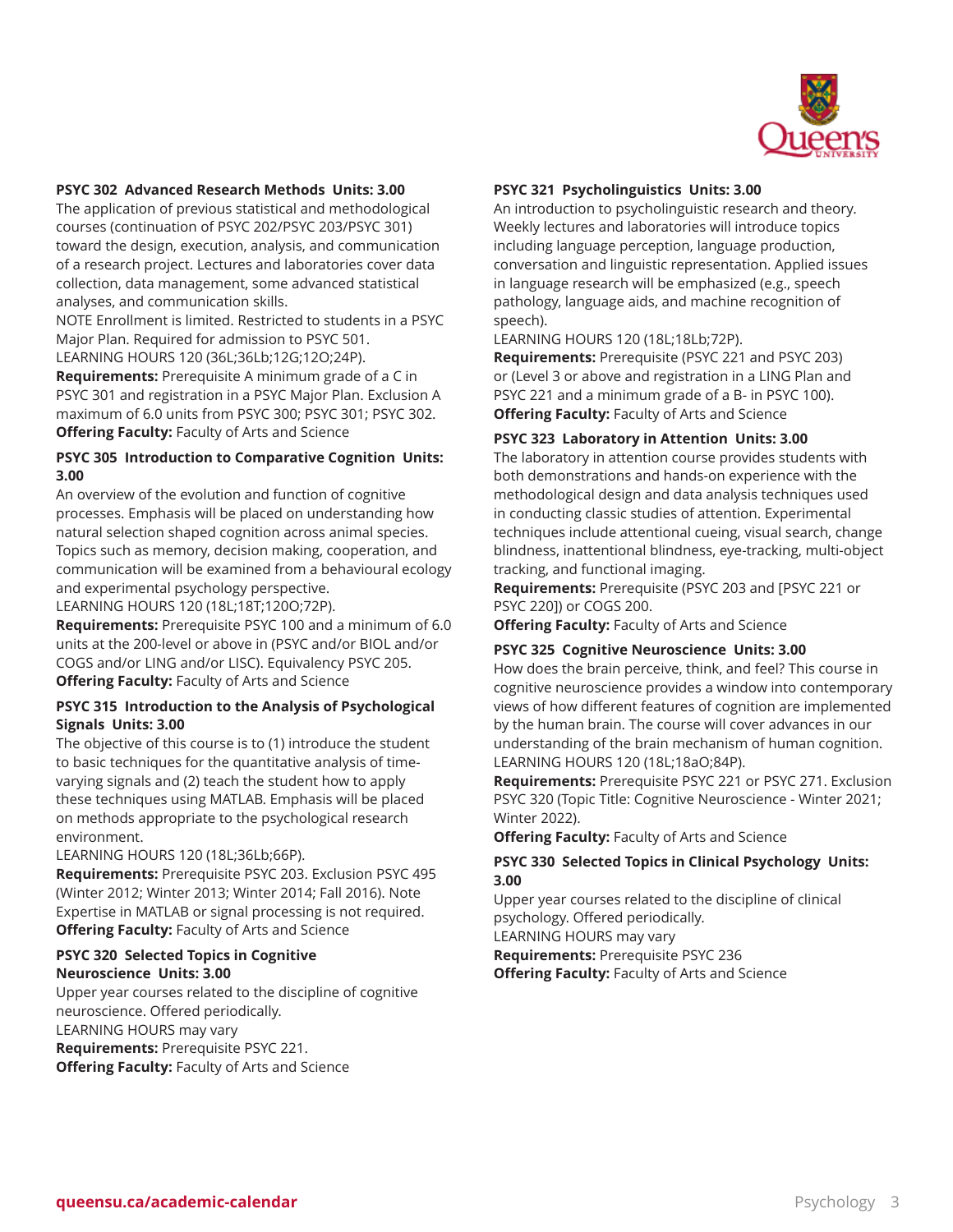**PSYC 302 Advanced Research Methods Units: 3.00**

The application of previous statistical and methodological courses (continuation of PSYC 202/PSYC 203/PSYC 301) toward the design, execution, analysis, and communication of a research project. Lectures and laboratories cover data collection, data management, some advanced statistical analyses, and communication skills.

NOTE Enrollment is limited. Restricted to students in a PSYC Major Plan. Required for admission to PSYC 501.

LEARNING HOURS 120 (36L;36Lb;12G;12O;24P).

**Requirements:** Prerequisite A minimum grade of a C in PSYC 301 and registration in a PSYC Major Plan. Exclusion A maximum of 6.0 units from PSYC 300; PSYC 301; PSYC 302.

**Offering Faculty:** Faculty of Arts and Science

**PSYC 305 Introduction to Comparative Cognition Units: 3.00**

An overview of the evolution and function of cognitive processes. Emphasis will be placed on understanding how natural selection shaped cognition across animal species. Topics such as memory, decision making, cooperation, and communication will be examined from a behavioural ecology and experimental psychology perspective.

LEARNING HOURS 120 (18L;18T;12O;72P).

**Requirements:** Prerequisite PSYC 100 and a minimum of 6.0 units at the 200-level or above in (PSYC and/or BIOL and/or COGS and/or LING and/or LISC). Equivalency PSYC 205.

**Offering Faculty:** Faculty of Arts and Science

**PSYC 315 Introduction to the Analysis of Psychological Signals Units: 3.00**

The objective of this course is to (1) introduce the student to basic techniques for the quantitative analysis of time-varying signals and (2) teach the student how to apply these techniques using MATLAB. Emphasis will be placed on methods appropriate to the psychological research environment.

LEARNING HOURS 120 (18L;36Lb;66P).

**Requirements:** Prerequisite PSYC 203. Exclusion PSYC 495 (Winter 2012; Winter 2013; Winter 2014; Fall 2016). Note Expertise in MATLAB or signal processing is not required.

**Offering Faculty:** Faculty of Arts and Science

**PSYC 320 Selected Topics in Cognitive Neuroscience Units: 3.00**

Upper year courses related to the discipline of cognitive neuroscience. Offered periodically.

LEARNING HOURS may vary

**Requirements:** Prerequisite PSYC 221.

**Offering Faculty:** Faculty of Arts and Science

**PSYC 321 Psycholinguistics Units: 3.00**

An introduction to psycholinguistic research and theory. Weekly lectures and laboratories will introduce topics including language perception, language production, conversation and linguistic representation. Applied issues in language research will be emphasized (e.g., speech pathology, language aids, and machine recognition of speech).

LEARNING HOURS 120 (18L;18Lb;72P).

**Requirements:** Prerequisite (PSYC 221 and PSYC 203) or (Level 3 or above and registration in a LING Plan and PSYC 221 and a minimum grade of a B- in PSYC 100).

**Offering Faculty:** Faculty of Arts and Science

**PSYC 323 Laboratory in Attention Units: 3.00**

The laboratory in attention course provides students with both demonstrations and hands-on experience with the methodological design and data analysis techniques used in conducting classic studies of attention. Experimental techniques include attentional cueing, visual search, change blindness, inattentional blindness, eye-tracking, multi-object tracking, and functional imaging.

**Requirements:** Prerequisite (PSYC 203 and [PSYC 221 or PSYC 220]) or COGS 200.

**Offering Faculty:** Faculty of Arts and Science

**PSYC 325 Cognitive Neuroscience Units: 3.00**

How does the brain perceive, think, and feel? This course in cognitive neuroscience provides a window into contemporary views of how different features of cognition are implemented by the human brain. The course will cover advances in our understanding of the brain mechanism of human cognition.

LEARNING HOURS 120 (18L;18aO;84P).

**Requirements:** Prerequisite PSYC 221 or PSYC 271. Exclusion PSYC 320 (Topic Title: Cognitive Neuroscience - Winter 2021; Winter 2022).

**Offering Faculty:** Faculty of Arts and Science

**PSYC 330 Selected Topics in Clinical Psychology Units: 3.00**

Upper year courses related to the discipline of clinical psychology. Offered periodically.

LEARNING HOURS may vary

**Requirements:** Prerequisite PSYC 236

**Offering Faculty:** Faculty of Arts and Science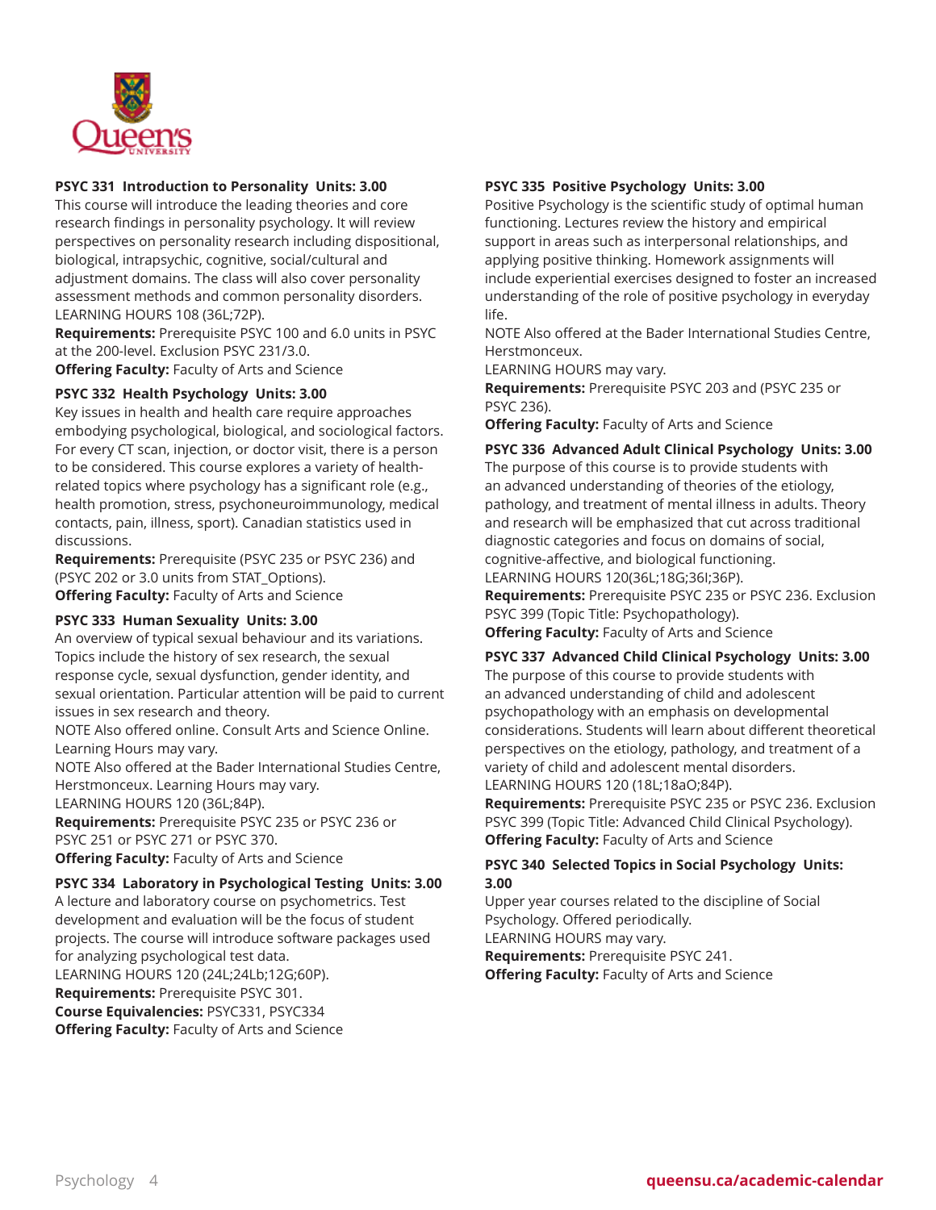**PSYC 331 Introduction to Personality Units: 3.00**
This course will introduce the leading theories and core research findings in personality psychology. It will review perspectives on personality research including dispositional, biological, intrapsychic, cognitive, social/cultural and adjustment domains. The class will also cover personality assessment methods and common personality disorders.
LEARNING HOURS 108 (36L;72P).
**Requirements:** Prerequisite PSYC 100 and 6.0 units in PSYC at the 200-level. Exclusion PSYC 231/3.0.
**Offering Faculty:** Faculty of Arts and Science

**PSYC 332 Health Psychology Units: 3.00**
Key issues in health and health care require approaches embodying psychological, biological, and sociological factors. For every CT scan, injection, or doctor visit, there is a person to be considered. This course explores a variety of health-related topics where psychology has a significant role (e.g., health promotion, stress, psychoneuroimmunology, medical contacts, pain, illness, sport). Canadian statistics used in discussions.
**Requirements:** Prerequisite (PSYC 235 or PSYC 236) and (PSYC 202 or 3.0 units from STAT_Options).
**Offering Faculty:** Faculty of Arts and Science

**PSYC 333 Human Sexuality Units: 3.00**
An overview of typical sexual behaviour and its variations. Topics include the history of sex research, the sexual response cycle, sexual dysfunction, gender identity, and sexual orientation. Particular attention will be paid to current issues in sex research and theory.
NOTE Also offered online. Consult Arts and Science Online. Learning Hours may vary.
NOTE Also offered at the Bader International Studies Centre, Herstmonceux. Learning Hours may vary.
LEARNING HOURS 120 (36L;84P).
**Requirements:** Prerequisite PSYC 235 or PSYC 236 or PSYC 251 or PSYC 271 or PSYC 370.
**Offering Faculty:** Faculty of Arts and Science

**PSYC 334 Laboratory in Psychological Testing Units: 3.00**
A lecture and laboratory course on psychometrics. Test development and evaluation will be the focus of student projects. The course will introduce software packages used for analyzing psychological test data.
LEARNING HOURS 120 (24L;24Lb;12G;60P).
**Requirements:** Prerequisite PSYC 301.
**Course Equivalencies:** PSYC331, PSYC334
**Offering Faculty:** Faculty of Arts and Science

**PSYC 335 Positive Psychology Units: 3.00**
Positive Psychology is the scientific study of optimal human functioning. Lectures review the history and empirical support in areas such as interpersonal relationships, and applying positive thinking. Homework assignments will include experiential exercises designed to foster an increased understanding of the role of positive psychology in everyday life.
NOTE Also offered at the Bader International Studies Centre, Herstmonceux.
LEARNING HOURS may vary.
**Requirements:** Prerequisite PSYC 203 and (PSYC 235 or PSYC 236).
**Offering Faculty:** Faculty of Arts and Science

**PSYC 336 Advanced Adult Clinical Psychology Units: 3.00**
The purpose of this course is to provide students with an advanced understanding of theories of the etiology, pathology, and treatment of mental illness in adults. Theory and research will be emphasized that cut across traditional diagnostic categories and focus on domains of social, cognitive-affective, and biological functioning.
LEARNING HOURS 120(36L;18G;36I;36P).
**Requirements:** Prerequisite PSYC 235 or PSYC 236. Exclusion PSYC 399 (Topic Title: Psychopathology).
**Offering Faculty:** Faculty of Arts and Science

**PSYC 337 Advanced Child Clinical Psychology Units: 3.00**
The purpose of this course to provide students with an advanced understanding of child and adolescent psychopathology with an emphasis on developmental considerations. Students will learn about different theoretical perspectives on the etiology, pathology, and treatment of a variety of child and adolescent mental disorders.
LEARNING HOURS 120 (18L;18aO;84P).
**Requirements:** Prerequisite PSYC 235 or PSYC 236. Exclusion PSYC 399 (Topic Title: Advanced Child Clinical Psychology).
**Offering Faculty:** Faculty of Arts and Science

**PSYC 340 Selected Topics in Social Psychology Units: 3.00**
Upper year courses related to the discipline of Social Psychology. Offered periodically.
LEARNING HOURS may vary.
**Requirements:** Prerequisite PSYC 241.
**Offering Faculty:** Faculty of Arts and Science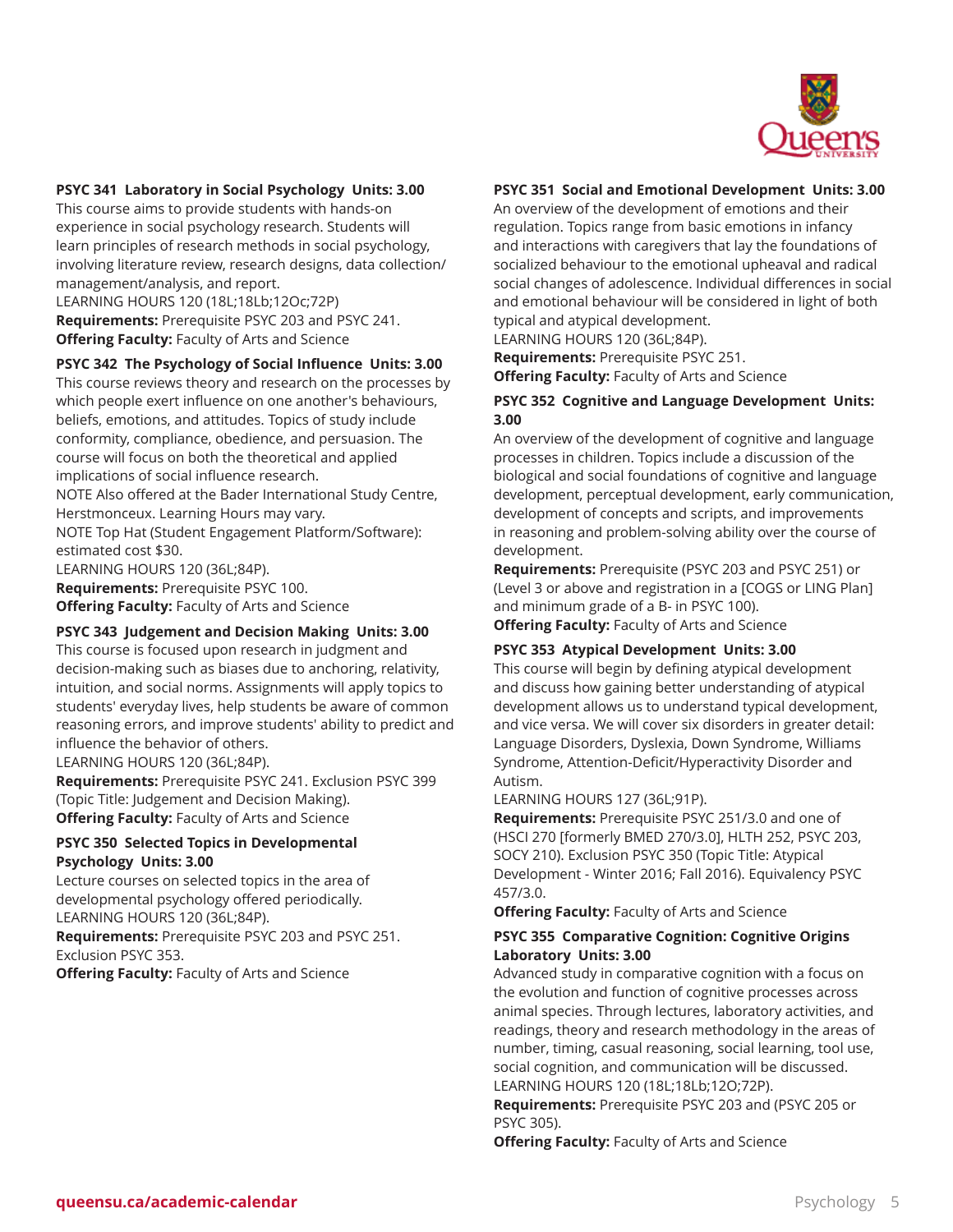**PSYC 341 Laboratory in Social Psychology Units: 3.00**
This course aims to provide students with hands-on experience in social psychology research. Students will learn principles of research methods in social psychology, involving literature review, research designs, data collection/ management/analysis, and report.
LEARNING HOURS 120 (18L;18Lb;12Oc;72P)
**Requirements:** Prerequisite PSYC 203 and PSYC 241.
**Offering Faculty:** Faculty of Arts and Science

**PSYC 342 The Psychology of Social Influence Units: 3.00**
This course reviews theory and research on the processes by which people exert influence on one another's behaviours, beliefs, emotions, and attitudes. Topics of study include conformity, compliance, obedience, and persuasion. The course will focus on both the theoretical and applied implications of social influence research.
NOTE Also offered at the Bader International Study Centre, Herstmonceux. Learning Hours may vary.
NOTE Top Hat (Student Engagement Platform/Software): estimated cost $30.
LEARNING HOURS 120 (36L;84P).
**Requirements:** Prerequisite PSYC 100.
**Offering Faculty:** Faculty of Arts and Science

**PSYC 343 Judgement and Decision Making Units: 3.00**
This course is focused upon research in judgment and decision-making such as biases due to anchoring, relativity, intuition, and social norms. Assignments will apply topics to students' everyday lives, help students be aware of common reasoning errors, and improve students' ability to predict and influence the behavior of others.
LEARNING HOURS 120 (36L;84P).
**Requirements:** Prerequisite PSYC 241. Exclusion PSYC 399 (Topic Title: Judgement and Decision Making).
**Offering Faculty:** Faculty of Arts and Science

**PSYC 350 Selected Topics in Developmental Psychology Units: 3.00**
Lecture courses on selected topics in the area of developmental psychology offered periodically.
LEARNING HOURS 120 (36L;84P).
**Requirements:** Prerequisite PSYC 203 and PSYC 251. Exclusion PSYC 353.
**Offering Faculty:** Faculty of Arts and Science

**PSYC 351 Social and Emotional Development Units: 3.00**
An overview of the development of emotions and their regulation. Topics range from basic emotions in infancy and interactions with caregivers that lay the foundations of socialized behaviour to the emotional upheaval and radical social changes of adolescence. Individual differences in social and emotional behaviour will be considered in light of both typical and atypical development.
LEARNING HOURS 120 (36L;84P).
**Requirements:** Prerequisite PSYC 251.
**Offering Faculty:** Faculty of Arts and Science

**PSYC 352 Cognitive and Language Development Units: 3.00**
An overview of the development of cognitive and language processes in children. Topics include a discussion of the biological and social foundations of cognitive and language development, perceptual development, early communication, development of concepts and scripts, and improvements in reasoning and problem-solving ability over the course of development.
**Requirements:** Prerequisite (PSYC 203 and PSYC 251) or (Level 3 or above and registration in a [COGS or LING Plan] and minimum grade of a B- in PSYC 100).
**Offering Faculty:** Faculty of Arts and Science

**PSYC 353 Atypical Development Units: 3.00**
This course will begin by defining atypical development and discuss how gaining better understanding of atypical development allows us to understand typical development, and vice versa. We will cover six disorders in greater detail: Language Disorders, Dyslexia, Down Syndrome, Williams Syndrome, Attention-Deficit/Hyperactivity Disorder and Autism.
LEARNING HOURS 127 (36L;91P).
**Requirements:** Prerequisite PSYC 251/3.0 and one of (HSCI 270 [formerly BMED 270/3.0], HLTH 252, PSYC 203, SOCY 210). Exclusion PSYC 350 (Topic Title: Atypical Development - Winter 2016; Fall 2016). Equivalency PSYC 457/3.0.
**Offering Faculty:** Faculty of Arts and Science

**PSYC 355 Comparative Cognition: Cognitive Origins Laboratory Units: 3.00**
Advanced study in comparative cognition with a focus on the evolution and function of cognitive processes across animal species. Through lectures, laboratory activities, and readings, theory and research methodology in the areas of number, timing, casual reasoning, social learning, tool use, social cognition, and communication will be discussed.
LEARNING HOURS 120 (18L;18Lb;12O;72P).
**Requirements:** Prerequisite PSYC 203 and (PSYC 205 or PSYC 305).
**Offering Faculty:** Faculty of Arts and Science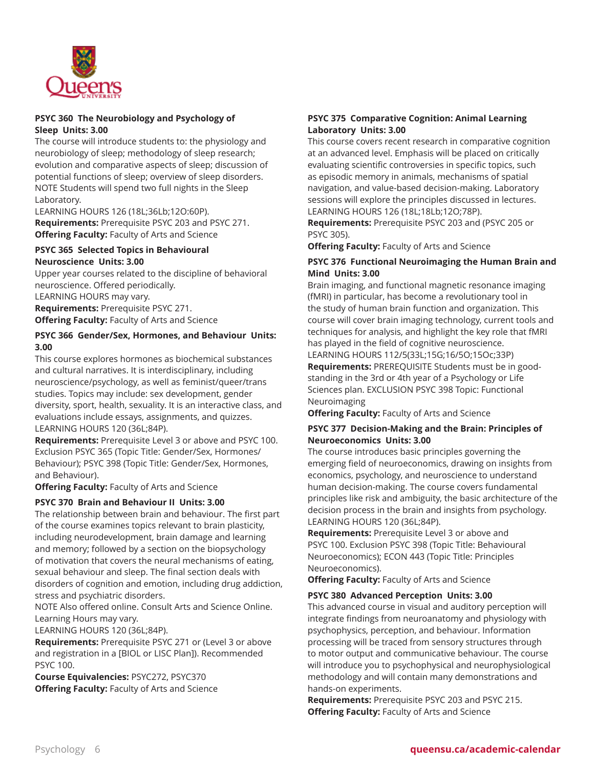### PSYC 360 The Neurobiology and Psychology of Sleep Units: 3.00

The course will introduce students to: the physiology and neurobiology of sleep; methodology of sleep research; evolution and comparative aspects of sleep; discussion of potential functions of sleep; overview of sleep disorders.
NOTE Students will spend two full nights in the Sleep Laboratory.
LEARNING HOURS 126 (18L;36Lb;12O:60P).
**Requirements:** Prerequisite PSYC 203 and PSYC 271.
**Offering Faculty:** Faculty of Arts and Science

### PSYC 365 Selected Topics in Behavioural Neuroscience Units: 3.00

Upper year courses related to the discipline of behavioral neuroscience. Offered periodically.
LEARNING HOURS may vary.
**Requirements:** Prerequisite PSYC 271.
**Offering Faculty:** Faculty of Arts and Science

### PSYC 366 Gender/Sex, Hormones, and Behaviour Units: 3.00

This course explores hormones as biochemical substances and cultural narratives. It is interdisciplinary, including neuroscience/psychology, as well as feminist/queer/trans studies. Topics may include: sex development, gender diversity, sport, health, sexuality. It is an interactive class, and evaluations include essays, assignments, and quizzes.
LEARNING HOURS 120 (36L;84P).
**Requirements:** Prerequisite Level 3 or above and PSYC 100. Exclusion PSYC 365 (Topic Title: Gender/Sex, Hormones/ Behaviour); PSYC 398 (Topic Title: Gender/Sex, Hormones, and Behaviour).
**Offering Faculty:** Faculty of Arts and Science

### PSYC 370 Brain and Behaviour II Units: 3.00

The relationship between brain and behaviour. The first part of the course examines topics relevant to brain plasticity, including neurodevelopment, brain damage and learning and memory; followed by a section on the biopsychology of motivation that covers the neural mechanisms of eating, sexual behaviour and sleep. The final section deals with disorders of cognition and emotion, including drug addiction, stress and psychiatric disorders.
NOTE Also offered online. Consult Arts and Science Online. Learning Hours may vary.
LEARNING HOURS 120 (36L;84P).
**Requirements:** Prerequisite PSYC 271 or (Level 3 or above and registration in a [BIOL or LISC Plan]). Recommended PSYC 100.
**Course Equivalencies:** PSYC272, PSYC370
**Offering Faculty:** Faculty of Arts and Science

### PSYC 375 Comparative Cognition: Animal Learning Laboratory Units: 3.00

This course covers recent research in comparative cognition at an advanced level. Emphasis will be placed on critically evaluating scientific controversies in specific topics, such as episodic memory in animals, mechanisms of spatial navigation, and value-based decision-making. Laboratory sessions will explore the principles discussed in lectures.
LEARNING HOURS 126 (18L;18Lb;12O;78P).
**Requirements:** Prerequisite PSYC 203 and (PSYC 205 or PSYC 305).
**Offering Faculty:** Faculty of Arts and Science

### PSYC 376 Functional Neuroimaging the Human Brain and Mind Units: 3.00

Brain imaging, and functional magnetic resonance imaging (fMRI) in particular, has become a revolutionary tool in the study of human brain function and organization. This course will cover brain imaging technology, current tools and techniques for analysis, and highlight the key role that fMRI has played in the field of cognitive neuroscience.
LEARNING HOURS 112/5(33L;15G;16/5O;15Oc;33P)
**Requirements:** PREREQUISITE Students must be in good-standing in the 3rd or 4th year of a Psychology or Life Sciences plan. EXCLUSION PSYC 398 Topic: Functional Neuroimaging
**Offering Faculty:** Faculty of Arts and Science

### PSYC 377 Decision-Making and the Brain: Principles of Neuroeconomics Units: 3.00

The course introduces basic principles governing the emerging field of neuroeconomics, drawing on insights from economics, psychology, and neuroscience to understand human decision-making. The course covers fundamental principles like risk and ambiguity, the basic architecture of the decision process in the brain and insights from psychology.
LEARNING HOURS 120 (36L;84P).
**Requirements:** Prerequisite Level 3 or above and PSYC 100. Exclusion PSYC 398 (Topic Title: Behavioural Neuroeconomics); ECON 443 (Topic Title: Principles Neuroeconomics).
**Offering Faculty:** Faculty of Arts and Science

### PSYC 380 Advanced Perception Units: 3.00

This advanced course in visual and auditory perception will integrate findings from neuroanatomy and physiology with psychophysics, perception, and behaviour. Information processing will be traced from sensory structures through to motor output and communicative behaviour. The course will introduce you to psychophysical and neurophysiological methodology and will contain many demonstrations and hands-on experiments.
**Requirements:** Prerequisite PSYC 203 and PSYC 215.
**Offering Faculty:** Faculty of Arts and Science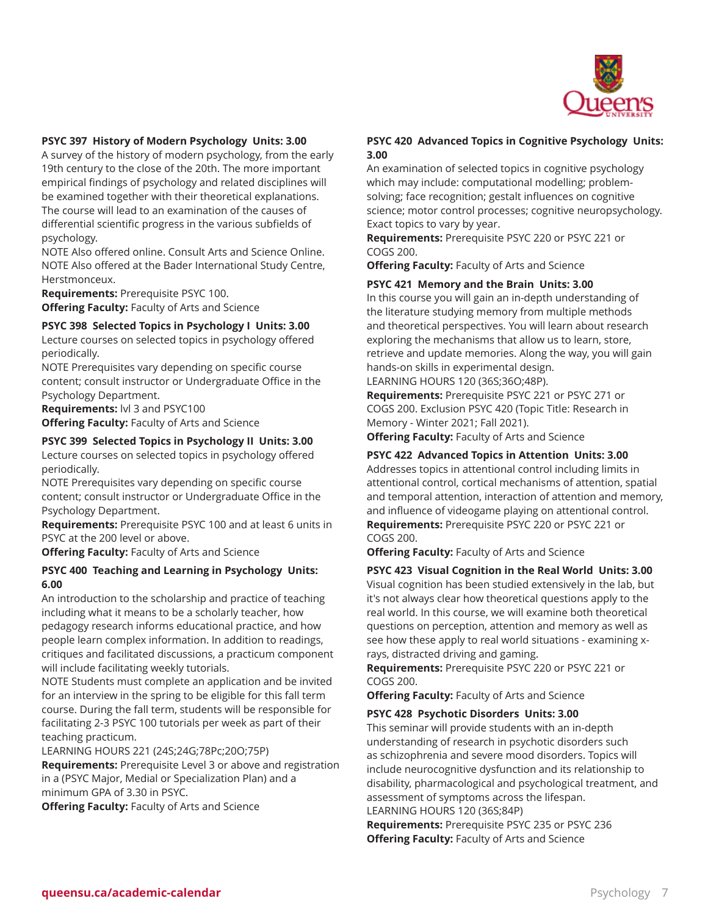**PSYC 397 History of Modern Psychology Units: 3.00**

A survey of the history of modern psychology, from the early 19th century to the close of the 20th. The more important empirical findings of psychology and related disciplines will be examined together with their theoretical explanations. The course will lead to an examination of the causes of differential scientific progress in the various subfields of psychology.

NOTE Also offered online. Consult Arts and Science Online.
NOTE Also offered at the Bader International Study Centre, Herstmonceux.

**Requirements:** Prerequisite PSYC 100.
**Offering Faculty:** Faculty of Arts and Science

**PSYC 398 Selected Topics in Psychology I Units: 3.00**

Lecture courses on selected topics in psychology offered periodically.

NOTE Prerequisites vary depending on specific course content; consult instructor or Undergraduate Office in the Psychology Department.

**Requirements:** lvl 3 and PSYC100
**Offering Faculty:** Faculty of Arts and Science

**PSYC 399 Selected Topics in Psychology II Units: 3.00**

Lecture courses on selected topics in psychology offered periodically.

NOTE Prerequisites vary depending on specific course content; consult instructor or Undergraduate Office in the Psychology Department.

**Requirements:** Prerequisite PSYC 100 and at least 6 units in PSYC at the 200 level or above.
**Offering Faculty:** Faculty of Arts and Science

**PSYC 400 Teaching and Learning in Psychology Units: 6.00**

An introduction to the scholarship and practice of teaching including what it means to be a scholarly teacher, how pedagogy research informs educational practice, and how people learn complex information. In addition to readings, critiques and facilitated discussions, a practicum component will include facilitating weekly tutorials.

NOTE Students must complete an application and be invited for an interview in the spring to be eligible for this fall term course. During the fall term, students will be responsible for facilitating 2-3 PSYC 100 tutorials per week as part of their teaching practicum.

LEARNING HOURS 221 (24S;24G;78Pc;20O;75P)

**Requirements:** Prerequisite Level 3 or above and registration in a (PSYC Major, Medial or Specialization Plan) and a minimum GPA of 3.30 in PSYC.
**Offering Faculty:** Faculty of Arts and Science

**PSYC 420 Advanced Topics in Cognitive Psychology Units: 3.00**

An examination of selected topics in cognitive psychology which may include: computational modelling; problem-solving; face recognition; gestalt influences on cognitive science; motor control processes; cognitive neuropsychology. Exact topics to vary by year.

**Requirements:** Prerequisite PSYC 220 or PSYC 221 or COGS 200.
**Offering Faculty:** Faculty of Arts and Science

**PSYC 421 Memory and the Brain Units: 3.00**

In this course you will gain an in-depth understanding of the literature studying memory from multiple methods and theoretical perspectives. You will learn about research exploring the mechanisms that allow us to learn, store, retrieve and update memories. Along the way, you will gain hands-on skills in experimental design.

LEARNING HOURS 120 (36S;36O;48P).

**Requirements:** Prerequisite PSYC 221 or PSYC 271 or COGS 200. Exclusion PSYC 420 (Topic Title: Research in Memory - Winter 2021; Fall 2021).
**Offering Faculty:** Faculty of Arts and Science

**PSYC 422 Advanced Topics in Attention Units: 3.00**

Addresses topics in attentional control including limits in attentional control, cortical mechanisms of attention, spatial and temporal attention, interaction of attention and memory, and influence of videogame playing on attentional control.

**Requirements:** Prerequisite PSYC 220 or PSYC 221 or COGS 200.
**Offering Faculty:** Faculty of Arts and Science

**PSYC 423 Visual Cognition in the Real World Units: 3.00**

Visual cognition has been studied extensively in the lab, but it's not always clear how theoretical questions apply to the real world. In this course, we will examine both theoretical questions on perception, attention and memory as well as see how these apply to real world situations - examining x-rays, distracted driving and gaming.

**Requirements:** Prerequisite PSYC 220 or PSYC 221 or COGS 200.
**Offering Faculty:** Faculty of Arts and Science

**PSYC 428 Psychotic Disorders Units: 3.00**

This seminar will provide students with an in-depth understanding of research in psychotic disorders such as schizophrenia and severe mood disorders. Topics will include neurocognitive dysfunction and its relationship to disability, pharmacological and psychological treatment, and assessment of symptoms across the lifespan.

LEARNING HOURS 120 (36S;84P)

**Requirements:** Prerequisite PSYC 235 or PSYC 236
**Offering Faculty:** Faculty of Arts and Science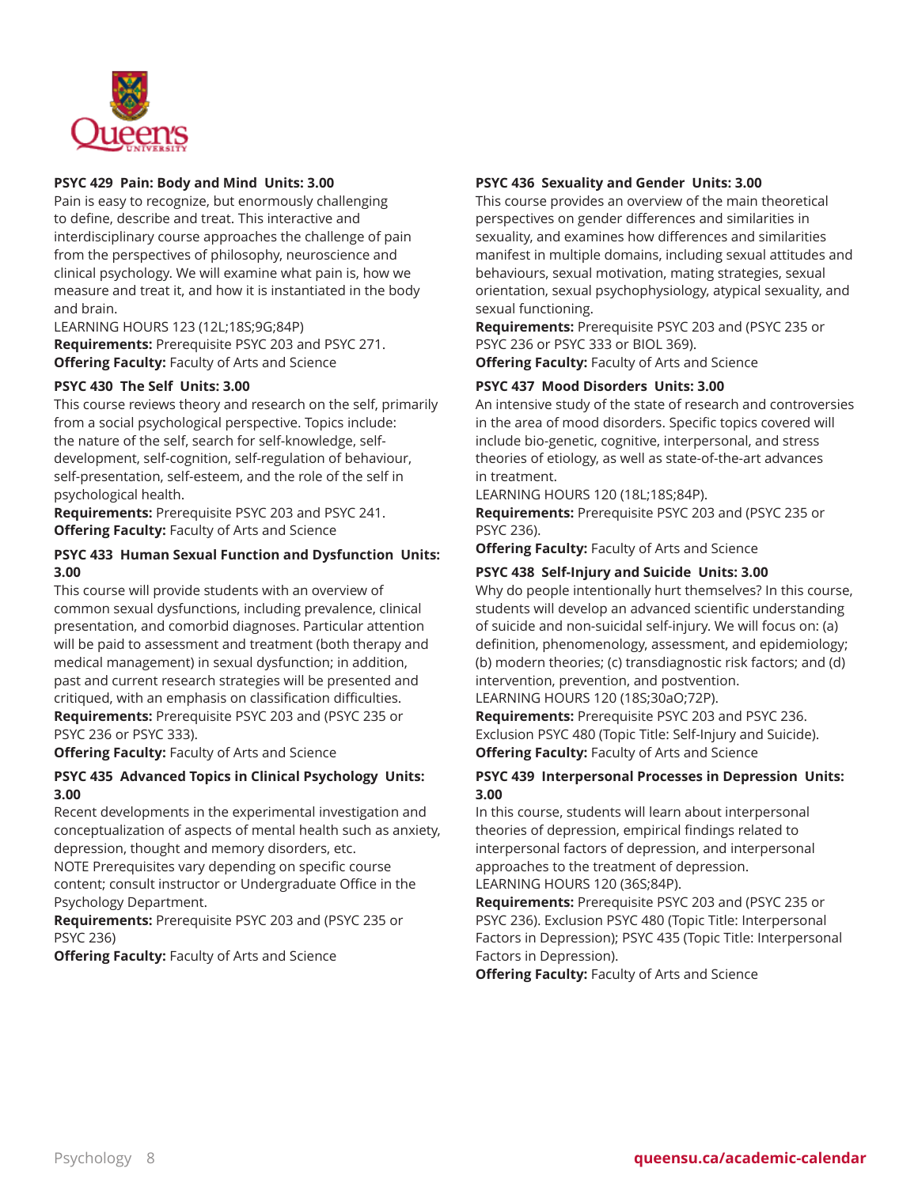### PSYC 429 Pain: Body and Mind Units: 3.00

Pain is easy to recognize, but enormously challenging to define, describe and treat. This interactive and interdisciplinary course approaches the challenge of pain from the perspectives of philosophy, neuroscience and clinical psychology. We will examine what pain is, how we measure and treat it, and how it is instantiated in the body and brain.
LEARNING HOURS 123 (12L;18S;9G;84P)
**Requirements:** Prerequisite PSYC 203 and PSYC 271.
**Offering Faculty:** Faculty of Arts and Science

### PSYC 430 The Self Units: 3.00

This course reviews theory and research on the self, primarily from a social psychological perspective. Topics include: the nature of the self, search for self-knowledge, self-development, self-cognition, self-regulation of behaviour, self-presentation, self-esteem, and the role of the self in psychological health.
**Requirements:** Prerequisite PSYC 203 and PSYC 241.
**Offering Faculty:** Faculty of Arts and Science

### PSYC 433 Human Sexual Function and Dysfunction Units: 3.00

This course will provide students with an overview of common sexual dysfunctions, including prevalence, clinical presentation, and comorbid diagnoses. Particular attention will be paid to assessment and treatment (both therapy and medical management) in sexual dysfunction; in addition, past and current research strategies will be presented and critiqued, with an emphasis on classification difficulties.
**Requirements:** Prerequisite PSYC 203 and (PSYC 235 or PSYC 236 or PSYC 333).
**Offering Faculty:** Faculty of Arts and Science

### PSYC 435 Advanced Topics in Clinical Psychology Units: 3.00

Recent developments in the experimental investigation and conceptualization of aspects of mental health such as anxiety, depression, thought and memory disorders, etc.
NOTE Prerequisites vary depending on specific course content; consult instructor or Undergraduate Office in the Psychology Department.
**Requirements:** Prerequisite PSYC 203 and (PSYC 235 or PSYC 236)
**Offering Faculty:** Faculty of Arts and Science

### PSYC 436 Sexuality and Gender Units: 3.00

This course provides an overview of the main theoretical perspectives on gender differences and similarities in sexuality, and examines how differences and similarities manifest in multiple domains, including sexual attitudes and behaviours, sexual motivation, mating strategies, sexual orientation, sexual psychophysiology, atypical sexuality, and sexual functioning.
**Requirements:** Prerequisite PSYC 203 and (PSYC 235 or PSYC 236 or PSYC 333 or BIOL 369).
**Offering Faculty:** Faculty of Arts and Science

### PSYC 437 Mood Disorders Units: 3.00

An intensive study of the state of research and controversies in the area of mood disorders. Specific topics covered will include bio-genetic, cognitive, interpersonal, and stress theories of etiology, as well as state-of-the-art advances in treatment.
LEARNING HOURS 120 (18L;18S;84P).
**Requirements:** Prerequisite PSYC 203 and (PSYC 235 or PSYC 236).
**Offering Faculty:** Faculty of Arts and Science

### PSYC 438 Self-Injury and Suicide Units: 3.00

Why do people intentionally hurt themselves? In this course, students will develop an advanced scientific understanding of suicide and non-suicidal self-injury. We will focus on: (a) definition, phenomenology, assessment, and epidemiology; (b) modern theories; (c) transdiagnostic risk factors; and (d) intervention, prevention, and postvention.
LEARNING HOURS 120 (18S;30aO;72P).
**Requirements:** Prerequisite PSYC 203 and PSYC 236. Exclusion PSYC 480 (Topic Title: Self-Injury and Suicide).
**Offering Faculty:** Faculty of Arts and Science

### PSYC 439 Interpersonal Processes in Depression Units: 3.00

In this course, students will learn about interpersonal theories of depression, empirical findings related to interpersonal factors of depression, and interpersonal approaches to the treatment of depression.
LEARNING HOURS 120 (36S;84P).
**Requirements:** Prerequisite PSYC 203 and (PSYC 235 or PSYC 236). Exclusion PSYC 480 (Topic Title: Interpersonal Factors in Depression); PSYC 435 (Topic Title: Interpersonal Factors in Depression).
**Offering Faculty:** Faculty of Arts and Science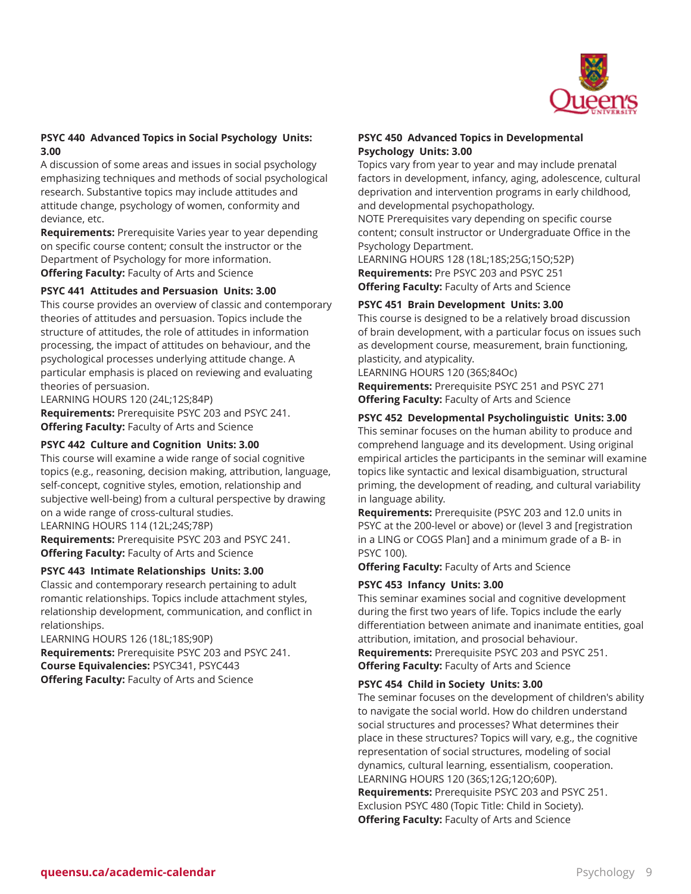**PSYC 440 Advanced Topics in Social Psychology Units: 3.00**
A discussion of some areas and issues in social psychology emphasizing techniques and methods of social psychological research. Substantive topics may include attitudes and attitude change, psychology of women, conformity and deviance, etc.
**Requirements:** Prerequisite Varies year to year depending on specific course content; consult the instructor or the Department of Psychology for more information.
**Offering Faculty:** Faculty of Arts and Science

**PSYC 441 Attitudes and Persuasion Units: 3.00**
This course provides an overview of classic and contemporary theories of attitudes and persuasion. Topics include the structure of attitudes, the role of attitudes in information processing, the impact of attitudes on behaviour, and the psychological processes underlying attitude change. A particular emphasis is placed on reviewing and evaluating theories of persuasion.
LEARNING HOURS 120 (24L;12S;84P)
**Requirements:** Prerequisite PSYC 203 and PSYC 241.
**Offering Faculty:** Faculty of Arts and Science

**PSYC 442 Culture and Cognition Units: 3.00**
This course will examine a wide range of social cognitive topics (e.g., reasoning, decision making, attribution, language, self-concept, cognitive styles, emotion, relationship and subjective well-being) from a cultural perspective by drawing on a wide range of cross-cultural studies.
LEARNING HOURS 114 (12L;24S;78P)
**Requirements:** Prerequisite PSYC 203 and PSYC 241.
**Offering Faculty:** Faculty of Arts and Science

**PSYC 443 Intimate Relationships Units: 3.00**
Classic and contemporary research pertaining to adult romantic relationships. Topics include attachment styles, relationship development, communication, and conflict in relationships.
LEARNING HOURS 126 (18L;18S;90P)
**Requirements:** Prerequisite PSYC 203 and PSYC 241.
**Course Equivalencies:** PSYC341, PSYC443
**Offering Faculty:** Faculty of Arts and Science

**PSYC 450 Advanced Topics in Developmental Psychology Units: 3.00**
Topics vary from year to year and may include prenatal factors in development, infancy, aging, adolescence, cultural deprivation and intervention programs in early childhood, and developmental psychopathology.
NOTE Prerequisites vary depending on specific course content; consult instructor or Undergraduate Office in the Psychology Department.
LEARNING HOURS 128 (18L;18S;25G;15O;52P)
**Requirements:** Pre PSYC 203 and PSYC 251
**Offering Faculty:** Faculty of Arts and Science

**PSYC 451 Brain Development Units: 3.00**
This course is designed to be a relatively broad discussion of brain development, with a particular focus on issues such as development course, measurement, brain functioning, plasticity, and atypicality.
LEARNING HOURS 120 (36S;84Oc)
**Requirements:** Prerequisite PSYC 251 and PSYC 271
**Offering Faculty:** Faculty of Arts and Science

**PSYC 452 Developmental Psycholinguistic Units: 3.00**
This seminar focuses on the human ability to produce and comprehend language and its development. Using original empirical articles the participants in the seminar will examine topics like syntactic and lexical disambiguation, structural priming, the development of reading, and cultural variability in language ability.
**Requirements:** Prerequisite (PSYC 203 and 12.0 units in PSYC at the 200-level or above) or (level 3 and [registration in a LING or COGS Plan] and a minimum grade of a B- in PSYC 100).
**Offering Faculty:** Faculty of Arts and Science

**PSYC 453 Infancy Units: 3.00**
This seminar examines social and cognitive development during the first two years of life. Topics include the early differentiation between animate and inanimate entities, goal attribution, imitation, and prosocial behaviour.
**Requirements:** Prerequisite PSYC 203 and PSYC 251.
**Offering Faculty:** Faculty of Arts and Science

**PSYC 454 Child in Society Units: 3.00**
The seminar focuses on the development of children's ability to navigate the social world. How do children understand social structures and processes? What determines their place in these structures? Topics will vary, e.g., the cognitive representation of social structures, modeling of social dynamics, cultural learning, essentialism, cooperation.
LEARNING HOURS 120 (36S;12G;12O;60P).
**Requirements:** Prerequisite PSYC 203 and PSYC 251. Exclusion PSYC 480 (Topic Title: Child in Society).
**Offering Faculty:** Faculty of Arts and Science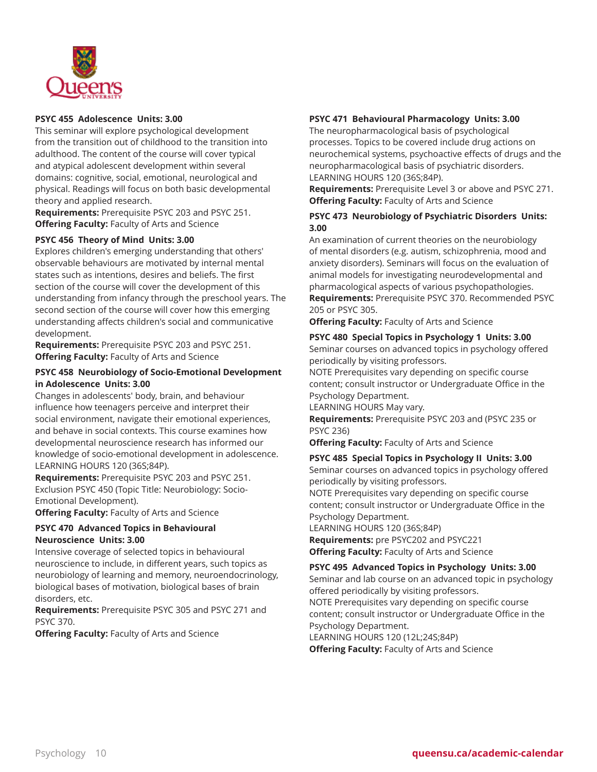**PSYC 455 Adolescence Units: 3.00**
This seminar will explore psychological development from the transition out of childhood to the transition into adulthood. The content of the course will cover typical and atypical adolescent development within several domains: cognitive, social, emotional, neurological and physical. Readings will focus on both basic developmental theory and applied research.
**Requirements:** Prerequisite PSYC 203 and PSYC 251.
**Offering Faculty:** Faculty of Arts and Science

**PSYC 456 Theory of Mind Units: 3.00**
Explores children's emerging understanding that others' observable behaviours are motivated by internal mental states such as intentions, desires and beliefs. The first section of the course will cover the development of this understanding from infancy through the preschool years. The second section of the course will cover how this emerging understanding affects children's social and communicative development.
**Requirements:** Prerequisite PSYC 203 and PSYC 251.
**Offering Faculty:** Faculty of Arts and Science

**PSYC 458 Neurobiology of Socio-Emotional Development in Adolescence Units: 3.00**
Changes in adolescents' body, brain, and behaviour influence how teenagers perceive and interpret their social environment, navigate their emotional experiences, and behave in social contexts. This course examines how developmental neuroscience research has informed our knowledge of socio-emotional development in adolescence.
LEARNING HOURS 120 (36S;84P).
**Requirements:** Prerequisite PSYC 203 and PSYC 251. Exclusion PSYC 450 (Topic Title: Neurobiology: Socio-Emotional Development).
**Offering Faculty:** Faculty of Arts and Science

**PSYC 470 Advanced Topics in Behavioural Neuroscience Units: 3.00**
Intensive coverage of selected topics in behavioural neuroscience to include, in different years, such topics as neurobiology of learning and memory, neuroendocrinology, biological bases of motivation, biological bases of brain disorders, etc.
**Requirements:** Prerequisite PSYC 305 and PSYC 271 and PSYC 370.
**Offering Faculty:** Faculty of Arts and Science

**PSYC 471 Behavioural Pharmacology Units: 3.00**
The neuropharmacological basis of psychological processes. Topics to be covered include drug actions on neurochemical systems, psychoactive effects of drugs and the neuropharmacological basis of psychiatric disorders.
LEARNING HOURS 120 (36S;84P).
**Requirements:** Prerequisite Level 3 or above and PSYC 271.
**Offering Faculty:** Faculty of Arts and Science

**PSYC 473 Neurobiology of Psychiatric Disorders Units: 3.00**
An examination of current theories on the neurobiology of mental disorders (e.g. autism, schizophrenia, mood and anxiety disorders). Seminars will focus on the evaluation of animal models for investigating neurodevelopmental and pharmacological aspects of various psychopathologies.
**Requirements:** Prerequisite PSYC 370. Recommended PSYC 205 or PSYC 305.
**Offering Faculty:** Faculty of Arts and Science

**PSYC 480 Special Topics in Psychology 1 Units: 3.00**
Seminar courses on advanced topics in psychology offered periodically by visiting professors.
NOTE Prerequisites vary depending on specific course content; consult instructor or Undergraduate Office in the Psychology Department.
LEARNING HOURS May vary.
**Requirements:** Prerequisite PSYC 203 and (PSYC 235 or PSYC 236)
**Offering Faculty:** Faculty of Arts and Science

**PSYC 485 Special Topics in Psychology II Units: 3.00**
Seminar courses on advanced topics in psychology offered periodically by visiting professors.
NOTE Prerequisites vary depending on specific course content; consult instructor or Undergraduate Office in the Psychology Department.
LEARNING HOURS 120 (36S;84P)
**Requirements:** pre PSYC202 and PSYC221
**Offering Faculty:** Faculty of Arts and Science

**PSYC 495 Advanced Topics in Psychology Units: 3.00**
Seminar and lab course on an advanced topic in psychology offered periodically by visiting professors.
NOTE Prerequisites vary depending on specific course content; consult instructor or Undergraduate Office in the Psychology Department.
LEARNING HOURS 120 (12L;24S;84P)
**Offering Faculty:** Faculty of Arts and Science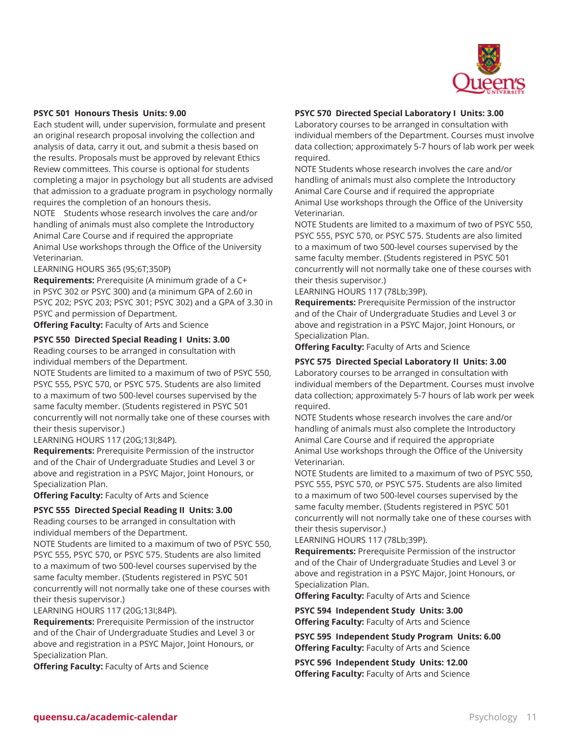**PSYC 501 Honours Thesis Units: 9.00**

Each student will, under supervision, formulate and present an original research proposal involving the collection and analysis of data, carry it out, and submit a thesis based on the results. Proposals must be approved by relevant Ethics Review committees. This course is optional for students completing a major in psychology but all students are advised that admission to a graduate program in psychology normally requires the completion of an honours thesis.

NOTE Students whose research involves the care and/or handling of animals must also complete the Introductory Animal Care Course and if required the appropriate Animal Use workshops through the Office of the University Veterinarian.

LEARNING HOURS 365 (9S;6T;350P)

**Requirements:** Prerequisite (A minimum grade of a C+ in PSYC 302 or PSYC 300) and (a minimum GPA of 2.60 in PSYC 202; PSYC 203; PSYC 301; PSYC 302) and a GPA of 3.30 in PSYC and permission of Department.

**Offering Faculty:** Faculty of Arts and Science

**PSYC 550 Directed Special Reading I Units: 3.00**

Reading courses to be arranged in consultation with individual members of the Department.

NOTE Students are limited to a maximum of two of PSYC 550, PSYC 555, PSYC 570, or PSYC 575. Students are also limited to a maximum of two 500-level courses supervised by the same faculty member. (Students registered in PSYC 501 concurrently will not normally take one of these courses with their thesis supervisor.)

LEARNING HOURS 117 (20G;13I;84P).

**Requirements:** Prerequisite Permission of the instructor and of the Chair of Undergraduate Studies and Level 3 or above and registration in a PSYC Major, Joint Honours, or Specialization Plan.

**Offering Faculty:** Faculty of Arts and Science

**PSYC 555 Directed Special Reading II Units: 3.00**

Reading courses to be arranged in consultation with individual members of the Department.

NOTE Students are limited to a maximum of two of PSYC 550, PSYC 555, PSYC 570, or PSYC 575. Students are also limited to a maximum of two 500-level courses supervised by the same faculty member. (Students registered in PSYC 501 concurrently will not normally take one of these courses with their thesis supervisor.)

LEARNING HOURS 117 (20G;13I;84P).

**Requirements:** Prerequisite Permission of the instructor and of the Chair of Undergraduate Studies and Level 3 or above and registration in a PSYC Major, Joint Honours, or Specialization Plan.

**Offering Faculty:** Faculty of Arts and Science

**PSYC 570 Directed Special Laboratory I Units: 3.00**

Laboratory courses to be arranged in consultation with individual members of the Department. Courses must involve data collection; approximately 5-7 hours of lab work per week required.

NOTE Students whose research involves the care and/or handling of animals must also complete the Introductory Animal Care Course and if required the appropriate Animal Use workshops through the Office of the University Veterinarian.

NOTE Students are limited to a maximum of two of PSYC 550, PSYC 555, PSYC 570, or PSYC 575. Students are also limited to a maximum of two 500-level courses supervised by the same faculty member. (Students registered in PSYC 501 concurrently will not normally take one of these courses with their thesis supervisor.)

LEARNING HOURS 117 (78Lb;39P).

**Requirements:** Prerequisite Permission of the instructor and of the Chair of Undergraduate Studies and Level 3 or above and registration in a PSYC Major, Joint Honours, or Specialization Plan.

**Offering Faculty:** Faculty of Arts and Science

**PSYC 575 Directed Special Laboratory II Units: 3.00**

Laboratory courses to be arranged in consultation with individual members of the Department. Courses must involve data collection; approximately 5-7 hours of lab work per week required.

NOTE Students whose research involves the care and/or handling of animals must also complete the Introductory Animal Care Course and if required the appropriate Animal Use workshops through the Office of the University Veterinarian.

NOTE Students are limited to a maximum of two of PSYC 550, PSYC 555, PSYC 570, or PSYC 575. Students are also limited to a maximum of two 500-level courses supervised by the same faculty member. (Students registered in PSYC 501 concurrently will not normally take one of these courses with their thesis supervisor.)

LEARNING HOURS 117 (78Lb;39P).

**Requirements:** Prerequisite Permission of the instructor and of the Chair of Undergraduate Studies and Level 3 or above and registration in a PSYC Major, Joint Honours, or Specialization Plan.

**Offering Faculty:** Faculty of Arts and Science

**PSYC 594 Independent Study Units: 3.00**

**Offering Faculty:** Faculty of Arts and Science

**PSYC 595 Independent Study Program Units: 6.00**

**Offering Faculty:** Faculty of Arts and Science

**PSYC 596 Independent Study Units: 12.00**

**Offering Faculty:** Faculty of Arts and Science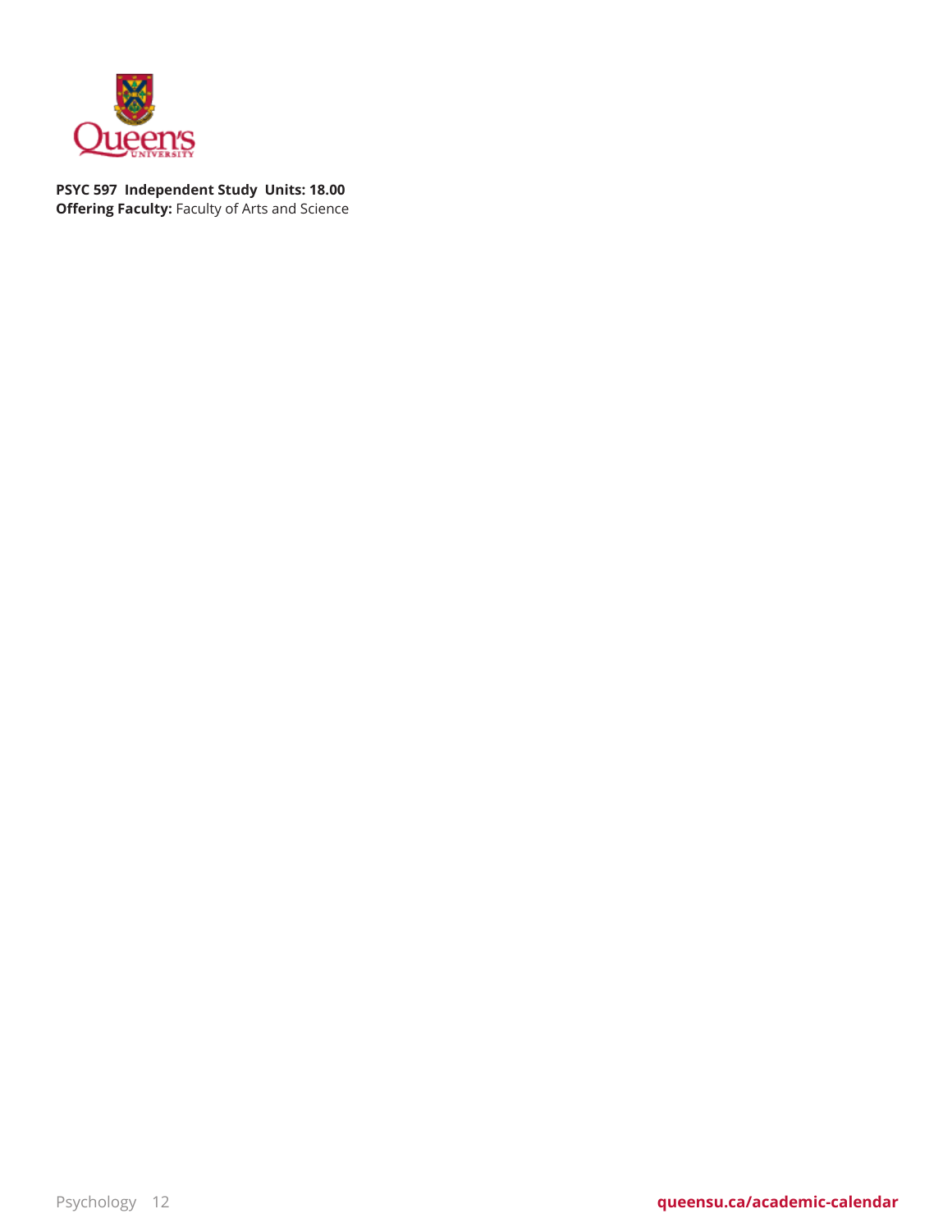**PSYC 597 Independent Study Units: 18.00**
**Offering Faculty:** Faculty of Arts and Science